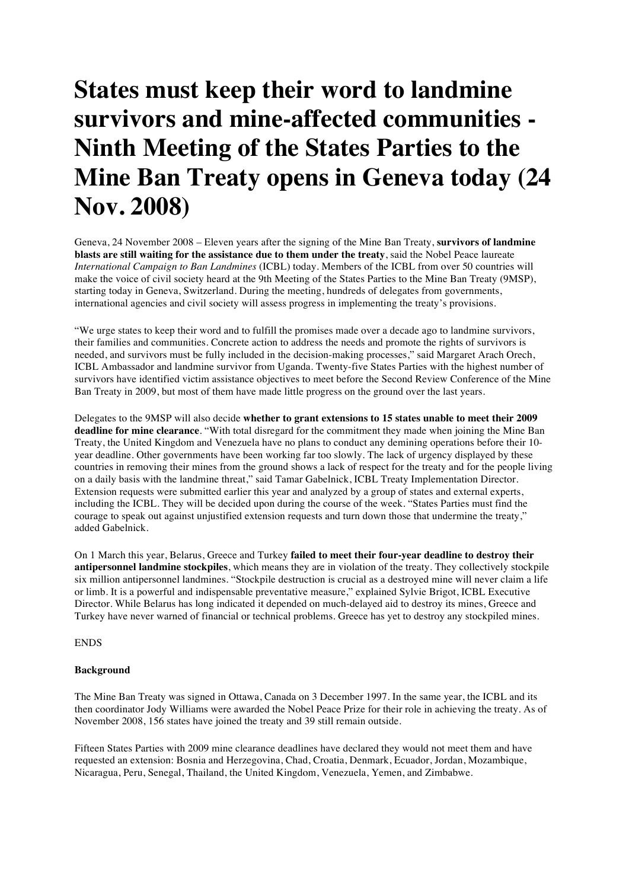# States must keep their word to landmine survivors and mine-affected communities - Ninth Meeting of the States Parties to the Mine Ban Treaty opens in Geneva today (24 Nov. 2008)

Geneva, 24 November 2008 – Eleven years after the signing of the Mine Ban Treaty, **survivors of landmine blasts are still waiting for the assistance due to them under the treaty**, said the Nobel Peace laureate *International Campaign to Ban Landmines* (ICBL) today. Members of the ICBL from over 50 countries will make the voice of civil society heard at the 9th Meeting of the States Parties to the Mine Ban Treaty (9MSP), starting today in Geneva, Switzerland. During the meeting, hundreds of delegates from governments, international agencies and civil society will assess progress in implementing the treaty's provisions.

"We urge states to keep their word and to fulfill the promises made over a decade ago to landmine survivors, their families and communities. Concrete action to address the needs and promote the rights of survivors is needed, and survivors must be fully included in the decision-making processes," said Margaret Arach Orech, ICBL Ambassador and landmine survivor from Uganda. Twenty-five States Parties with the highest number of survivors have identified victim assistance objectives to meet before the Second Review Conference of the Mine Ban Treaty in 2009, but most of them have made little progress on the ground over the last years.

Delegates to the 9MSP will also decide **whether to grant extensions to 15 states unable to meet their 2009 deadline for mine clearance**. "With total disregard for the commitment they made when joining the Mine Ban Treaty, the United Kingdom and Venezuela have no plans to conduct any demining operations before their 10-year deadline. Other governments have been working far too slowly. The lack of urgency displayed by these countries in removing their mines from the ground shows a lack of respect for the treaty and for the people living on a daily basis with the landmine threat," said Tamar Gabelnick, ICBL Treaty Implementation Director. Extension requests were submitted earlier this year and analyzed by a group of states and external experts, including the ICBL. They will be decided upon during the course of the week. "States Parties must find the courage to speak out against unjustified extension requests and turn down those that undermine the treaty," added Gabelnick.

On 1 March this year, Belarus, Greece and Turkey **failed to meet their four-year deadline to destroy their antipersonnel landmine stockpiles**, which means they are in violation of the treaty. They collectively stockpile six million antipersonnel landmines. "Stockpile destruction is crucial as a destroyed mine will never claim a life or limb. It is a powerful and indispensable preventative measure," explained Sylvie Brigot, ICBL Executive Director. While Belarus has long indicated it depended on much-delayed aid to destroy its mines, Greece and Turkey have never warned of financial or technical problems. Greece has yet to destroy any stockpiled mines.

ENDS

**Background**

The Mine Ban Treaty was signed in Ottawa, Canada on 3 December 1997. In the same year, the ICBL and its then coordinator Jody Williams were awarded the Nobel Peace Prize for their role in achieving the treaty. As of November 2008, 156 states have joined the treaty and 39 still remain outside.

Fifteen States Parties with 2009 mine clearance deadlines have declared they would not meet them and have requested an extension: Bosnia and Herzegovina, Chad, Croatia, Denmark, Ecuador, Jordan, Mozambique, Nicaragua, Peru, Senegal, Thailand, the United Kingdom, Venezuela, Yemen, and Zimbabwe.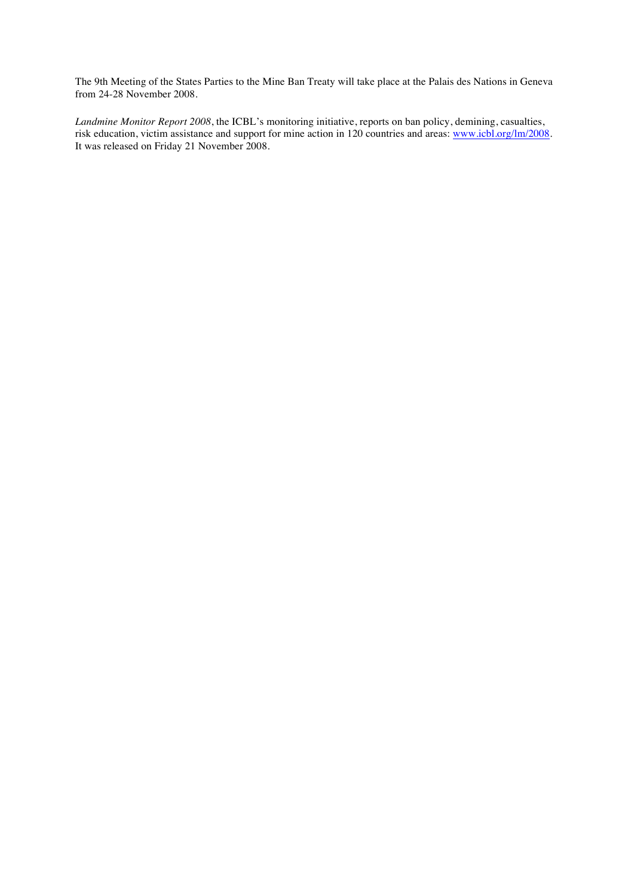The 9th Meeting of the States Parties to the Mine Ban Treaty will take place at the Palais des Nations in Geneva from 24-28 November 2008.

*Landmine Monitor Report 2008*, the ICBL's monitoring initiative, reports on ban policy, demining, casualties, risk education, victim assistance and support for mine action in 120 countries and areas: [www.icbl.org/lm/2008](www.icbl.org/lm/2008). It was released on Friday 21 November 2008.